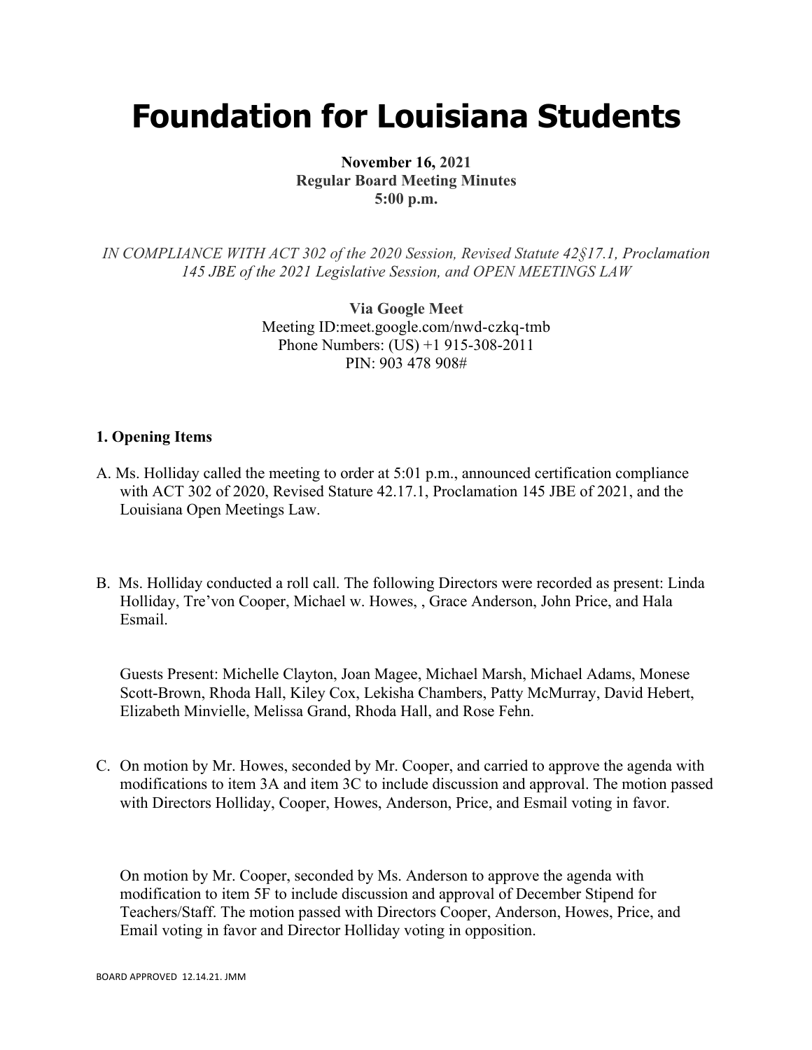# Foundation for Louisiana Students

**November 16, 2021**
**Regular Board Meeting Minutes**
**5:00 p.m.**

*IN COMPLIANCE WITH ACT 302 of the 2020 Session, Revised Statute 42§17.1, Proclamation 145 JBE of the 2021 Legislative Session, and OPEN MEETINGS LAW*

**Via Google Meet**
Meeting ID:meet.google.com/nwd-czkq-tmb
Phone Numbers: (US) +1 915-308-2011
PIN: 903 478 908#

**1. Opening Items**

A. Ms. Holliday called the meeting to order at 5:01 p.m., announced certification compliance with ACT 302 of 2020, Revised Stature 42.17.1, Proclamation 145 JBE of 2021, and the Louisiana Open Meetings Law.

B. Ms. Holliday conducted a roll call. The following Directors were recorded as present: Linda Holliday, Tre'von Cooper, Michael w. Howes, , Grace Anderson, John Price, and Hala Esmail.

Guests Present: Michelle Clayton, Joan Magee, Michael Marsh, Michael Adams, Monese Scott-Brown, Rhoda Hall, Kiley Cox, Lekisha Chambers, Patty McMurray, David Hebert, Elizabeth Minvielle, Melissa Grand, Rhoda Hall, and Rose Fehn.

C. On motion by Mr. Howes, seconded by Mr. Cooper, and carried to approve the agenda with modifications to item 3A and item 3C to include discussion and approval. The motion passed with Directors Holliday, Cooper, Howes, Anderson, Price, and Esmail voting in favor.

On motion by Mr. Cooper, seconded by Ms. Anderson to approve the agenda with modification to item 5F to include discussion and approval of December Stipend for Teachers/Staff. The motion passed with Directors Cooper, Anderson, Howes, Price, and Email voting in favor and Director Holliday voting in opposition.

BOARD APPROVED 12.14.21. JMM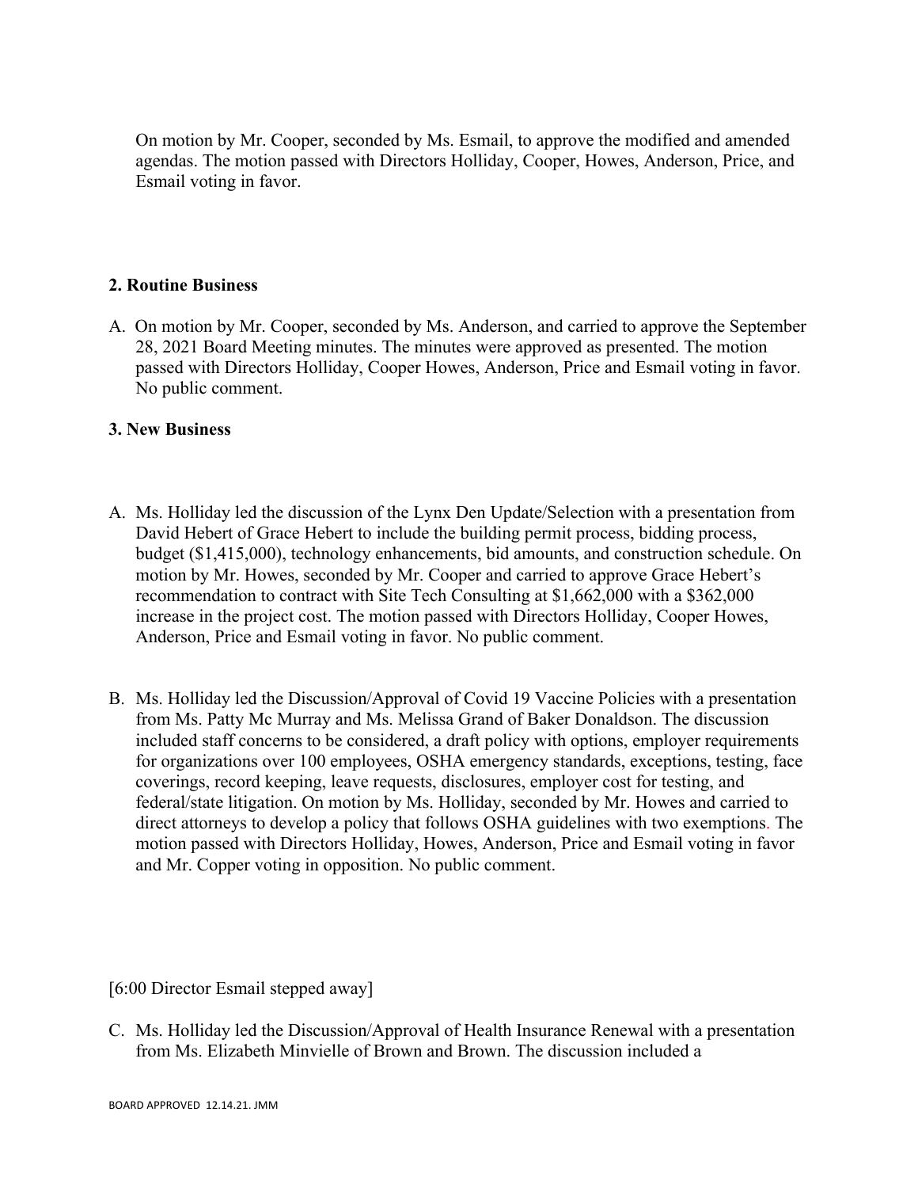On motion by Mr. Cooper, seconded by Ms. Esmail, to approve the modified and amended agendas. The motion passed with Directors Holliday, Cooper, Howes, Anderson, Price, and Esmail voting in favor.

**2. Routine Business**

A. On motion by Mr. Cooper, seconded by Ms. Anderson, and carried to approve the September 28, 2021 Board Meeting minutes. The minutes were approved as presented. The motion passed with Directors Holliday, Cooper Howes, Anderson, Price and Esmail voting in favor. No public comment.

**3. New Business**

A. Ms. Holliday led the discussion of the Lynx Den Update/Selection with a presentation from David Hebert of Grace Hebert to include the building permit process, bidding process, budget ($1,415,000), technology enhancements, bid amounts, and construction schedule. On motion by Mr. Howes, seconded by Mr. Cooper and carried to approve Grace Hebert's recommendation to contract with Site Tech Consulting at $1,662,000 with a $362,000 increase in the project cost. The motion passed with Directors Holliday, Cooper Howes, Anderson, Price and Esmail voting in favor. No public comment.

B. Ms. Holliday led the Discussion/Approval of Covid 19 Vaccine Policies with a presentation from Ms. Patty Mc Murray and Ms. Melissa Grand of Baker Donaldson. The discussion included staff concerns to be considered, a draft policy with options, employer requirements for organizations over 100 employees, OSHA emergency standards, exceptions, testing, face coverings, record keeping, leave requests, disclosures, employer cost for testing, and federal/state litigation. On motion by Ms. Holliday, seconded by Mr. Howes and carried to direct attorneys to develop a policy that follows OSHA guidelines with two exemptions. The motion passed with Directors Holliday, Howes, Anderson, Price and Esmail voting in favor and Mr. Copper voting in opposition. No public comment.

[6:00 Director Esmail stepped away]

C. Ms. Holliday led the Discussion/Approval of Health Insurance Renewal with a presentation from Ms. Elizabeth Minvielle of Brown and Brown. The discussion included a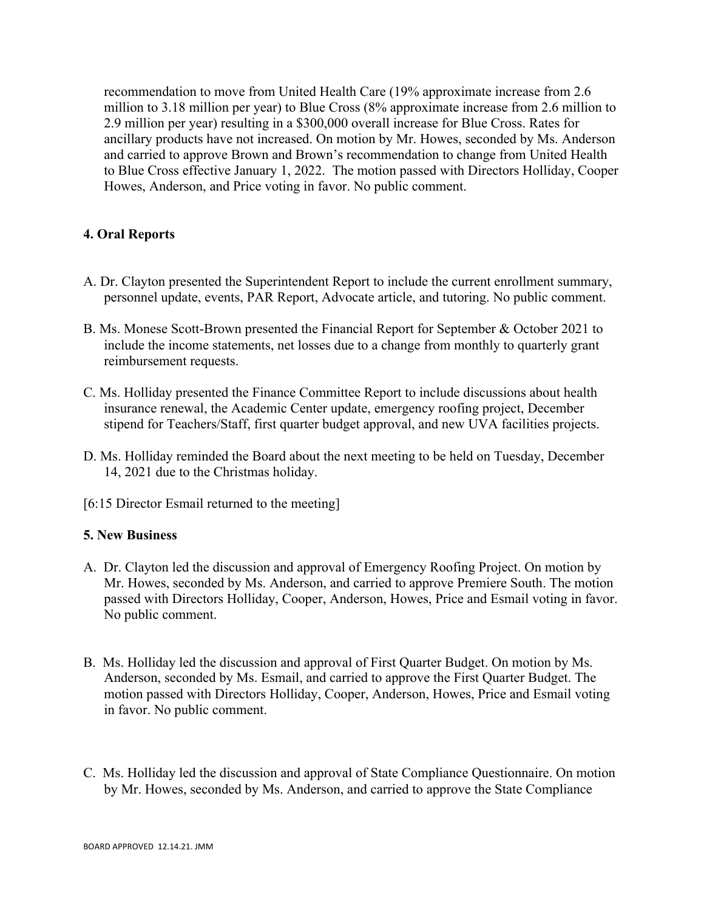recommendation to move from United Health Care (19% approximate increase from 2.6 million to 3.18 million per year) to Blue Cross (8% approximate increase from 2.6 million to 2.9 million per year) resulting in a $300,000 overall increase for Blue Cross. Rates for ancillary products have not increased. On motion by Mr. Howes, seconded by Ms. Anderson and carried to approve Brown and Brown's recommendation to change from United Health to Blue Cross effective January 1, 2022. The motion passed with Directors Holliday, Cooper Howes, Anderson, and Price voting in favor. No public comment.

**4. Oral Reports**

A. Dr. Clayton presented the Superintendent Report to include the current enrollment summary, personnel update, events, PAR Report, Advocate article, and tutoring. No public comment.

B. Ms. Monese Scott-Brown presented the Financial Report for September & October 2021 to include the income statements, net losses due to a change from monthly to quarterly grant reimbursement requests.

C. Ms. Holliday presented the Finance Committee Report to include discussions about health insurance renewal, the Academic Center update, emergency roofing project, December stipend for Teachers/Staff, first quarter budget approval, and new UVA facilities projects.

D. Ms. Holliday reminded the Board about the next meeting to be held on Tuesday, December 14, 2021 due to the Christmas holiday.

[6:15 Director Esmail returned to the meeting]

**5. New Business**

A. Dr. Clayton led the discussion and approval of Emergency Roofing Project. On motion by Mr. Howes, seconded by Ms. Anderson, and carried to approve Premiere South. The motion passed with Directors Holliday, Cooper, Anderson, Howes, Price and Esmail voting in favor. No public comment.

B. Ms. Holliday led the discussion and approval of First Quarter Budget. On motion by Ms. Anderson, seconded by Ms. Esmail, and carried to approve the First Quarter Budget. The motion passed with Directors Holliday, Cooper, Anderson, Howes, Price and Esmail voting in favor. No public comment.

C. Ms. Holliday led the discussion and approval of State Compliance Questionnaire. On motion by Mr. Howes, seconded by Ms. Anderson, and carried to approve the State Compliance

BOARD APPROVED 12.14.21. JMM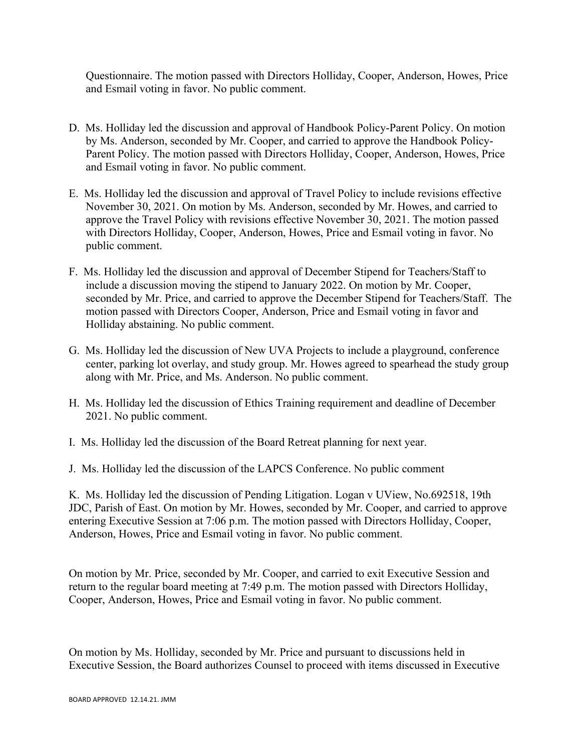Questionnaire. The motion passed with Directors Holliday, Cooper, Anderson, Howes, Price and Esmail voting in favor. No public comment.

D. Ms. Holliday led the discussion and approval of Handbook Policy-Parent Policy. On motion by Ms. Anderson, seconded by Mr. Cooper, and carried to approve the Handbook Policy-Parent Policy. The motion passed with Directors Holliday, Cooper, Anderson, Howes, Price and Esmail voting in favor. No public comment.

E. Ms. Holliday led the discussion and approval of Travel Policy to include revisions effective November 30, 2021. On motion by Ms. Anderson, seconded by Mr. Howes, and carried to approve the Travel Policy with revisions effective November 30, 2021. The motion passed with Directors Holliday, Cooper, Anderson, Howes, Price and Esmail voting in favor. No public comment.

F. Ms. Holliday led the discussion and approval of December Stipend for Teachers/Staff to include a discussion moving the stipend to January 2022. On motion by Mr. Cooper, seconded by Mr. Price, and carried to approve the December Stipend for Teachers/Staff. The motion passed with Directors Cooper, Anderson, Price and Esmail voting in favor and Holliday abstaining. No public comment.

G. Ms. Holliday led the discussion of New UVA Projects to include a playground, conference center, parking lot overlay, and study group. Mr. Howes agreed to spearhead the study group along with Mr. Price, and Ms. Anderson. No public comment.

H. Ms. Holliday led the discussion of Ethics Training requirement and deadline of December 2021. No public comment.

I. Ms. Holliday led the discussion of the Board Retreat planning for next year.

J. Ms. Holliday led the discussion of the LAPCS Conference. No public comment

K. Ms. Holliday led the discussion of Pending Litigation. Logan v UView, No.692518, 19th JDC, Parish of East. On motion by Mr. Howes, seconded by Mr. Cooper, and carried to approve entering Executive Session at 7:06 p.m. The motion passed with Directors Holliday, Cooper, Anderson, Howes, Price and Esmail voting in favor. No public comment.

On motion by Mr. Price, seconded by Mr. Cooper, and carried to exit Executive Session and return to the regular board meeting at 7:49 p.m. The motion passed with Directors Holliday, Cooper, Anderson, Howes, Price and Esmail voting in favor. No public comment.

On motion by Ms. Holliday, seconded by Mr. Price and pursuant to discussions held in Executive Session, the Board authorizes Counsel to proceed with items discussed in Executive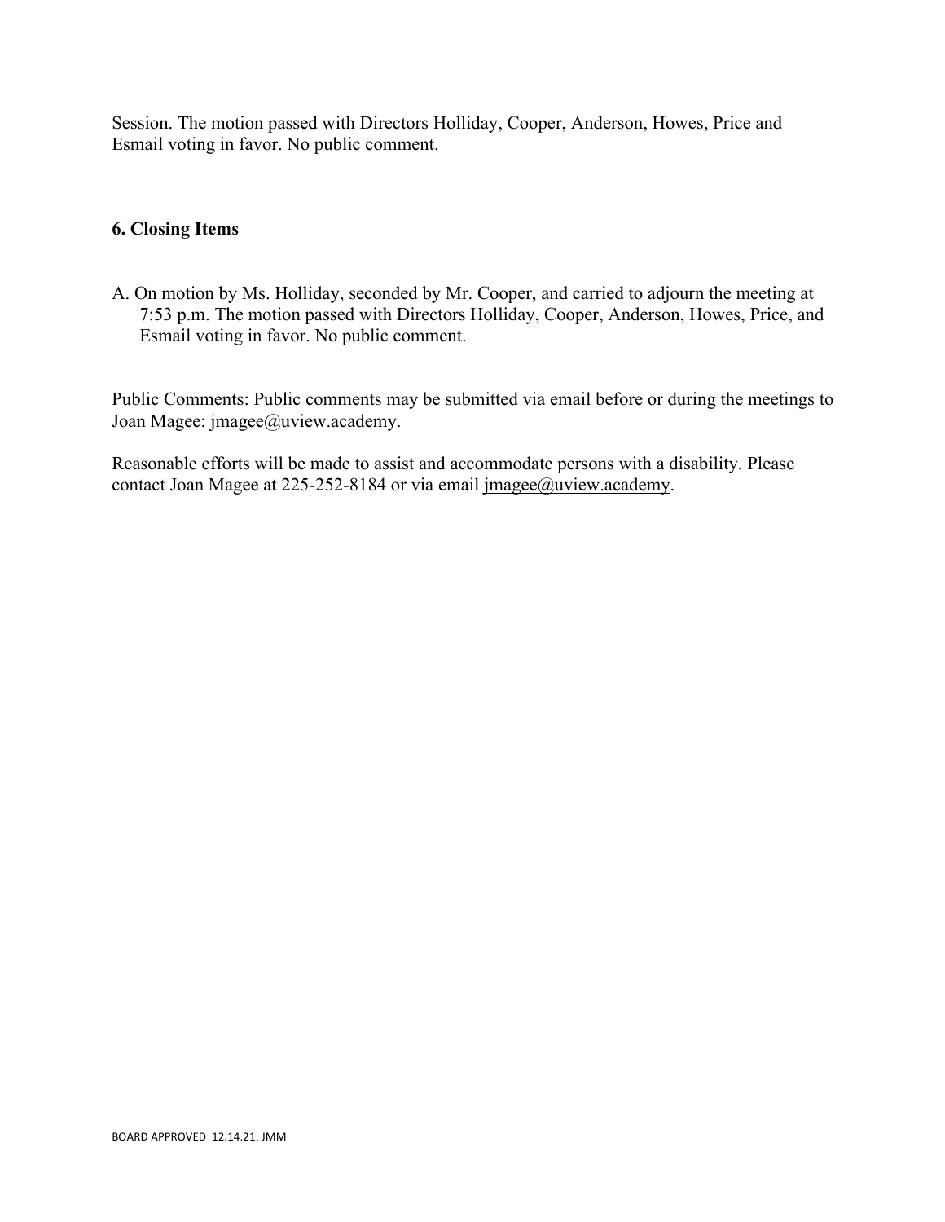Session. The motion passed with Directors Holliday, Cooper, Anderson, Howes, Price and Esmail voting in favor. No public comment.

### 6. Closing Items

A. On motion by Ms. Holliday, seconded by Mr. Cooper, and carried to adjourn the meeting at 7:53 p.m. The motion passed with Directors Holliday, Cooper, Anderson, Howes, Price, and Esmail voting in favor. No public comment.

Public Comments: Public comments may be submitted via email before or during the meetings to Joan Magee: jmagee@uview.academy.

Reasonable efforts will be made to assist and accommodate persons with a disability. Please contact Joan Magee at 225-252-8184 or via email jmagee@uview.academy.

BOARD APPROVED 12.14.21. JMM